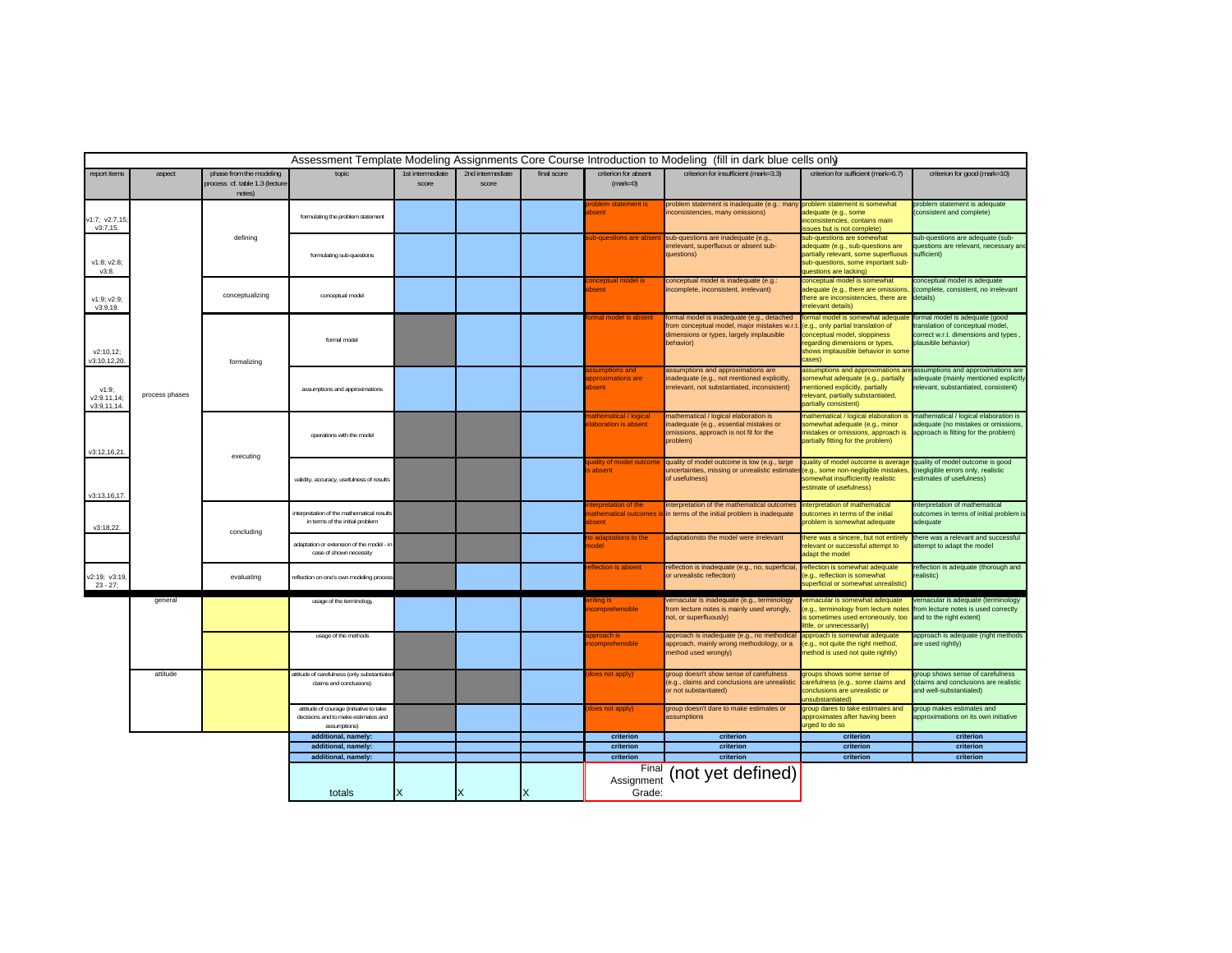# Assessment Template Modeling Assignments Core Course Introduction to Modeling (fill in dark blue cells only)

| report items | aspect | phase from the modeling process cf. table 1.3 (lecture notes) | topic | 1st intermediate score | 2nd intermediate score | final score | criterion for absent (mark=0) | criterion for insufficient (mark=3.3) | criterion for sufficient (mark=6.7) | criterion for good (mark=10) |
|---|---|---|---|---|---|---|---|---|---|---|
| v1:7; v2:7,15; v3:7,15. | process phases | defining | formulating the problem statement | | | | problem statement is absent | problem statement is inadequate (e.g.: many inconsistencies, many omissions) | problem statement is somewhat adequate (e.g., some inconsistencies, contains main issues but is not complete) | problem statement is adequate (consistent and complete) |
| v1:8; v2:8; v3:8. | | | formulating sub-questions | | | | sub-questions are absent | sub-questions are inadequate (e.g., irrelevant, superfluous or absent sub-questions) | sub-questions are somewhat adequate (e.g., sub-questions are partially relevant, some superfluous sub-questions, some important sub-questions are lacking) | sub-questions are adequate (sub-questions are relevant, necessary and sufficient) |
| v1:9; v2:9; v3:9,19. | | conceptualizing | conceptual model | | | | conceptual model is absent | conceptual model is inadequate (e.g.: incomplete, inconsistent, irrelevant) | conceptual model is somewhat adequate (e.g., there are omissions, there are inconsistencies, there are irrelevant details) | conceptual model is adequate (complete, consistent, no irrelevant details) |
| v2:10,12; v3:10,12,20. | | formalizing | formal model | | | | formal model is absent | formal model is inadequate (e.g., detached from conceptual model, major mistakes w.r.t. dimensions or types, largely implausible behavior) | formal model is somewhat adequate (e.g., only partial translation of conceptual model, sloppiness regarding dimensions or types, shows implausible behavior in some cases) | formal model is adequate (good translation of conceptual model, correct w.r.t. dimensions and types , plausible behavior) |
| v1:9; v2:9,11,14; v3:9,11,14. | | | assumptions and approximations | | | | assumptions and approximations are absent | assumptions and approximations are inadequate (e.g., not mentioned explicitly, irrelevant, not substantiated, inconsistent) | assumptions and approximations are somewhat adequate (e.g., partially mentioned explicitly, partially relevant, partially substantiated, partially consistent) | assumptions and approximations are adequate (mainly mentioned explicitly relevant, substantiated, consistent) |
| v3:12,16,21. | | executing | operations with the model | | | | mathematical / logical elaboration is absent | mathematical / logical elaboration is inadequate (e.g., essential mistakes or omissions, approach is not fit for the problem) | mathematical / logical elaboration is somewhat adequate (e.g., minor mistakes or omissions, approach is partially fitting for the problem) | mathematical / logical elaboration is adequate (no mistakes or omissions, approach is fitting for the problem) |
| v3:13,16,17. | | | validity, accuracy, usefulness of results | | | | quality of model outcome is absent | quality of model outcome is low (e.g., large uncertainties, missing or unrealistic estimates of usefulness) | quality of model outcome is average (e.g., some non-negligible mistakes, somewhat insufficiently realistic estimate of usefulness) | quality of model outcome is good (negligible errors only, realistic estimates of usefulness) |
| v3:18,22. | | concluding | interpretation of the mathematical results in terms of the initial problem | | | | interpretation of the mathematical outcomes is absent | interpretation of the mathematical outcomes in terms of the initial problem is inadequate | interpretation of mathematical outcomes in terms of the initial problem is somewhat adequate | interpretation of mathematical outcomes in terms of initial problem is adequate |
| | | | adaptation or extension of the model - in case of shown necessity | | | | no adaptations to the model | adaptationsto the model were irrelevant | there was a sincere, but not entirely relevant or successful attempt to adapt the model | there was a relevant and successful attempt to adapt the model |
| v2:19; v3:19, 23 - 27; | | evaluating | reflection on one's own modeling process | | | | reflection is absent | reflection is inadequate (e.g., no, superficial, or unrealistic reflection) | reflection is somewhat adequate (e.g., reflection is somewhat superficial or somewhat unrealistic) | reflection is adequate (thorough and realistic) |
| | general | | usage of the terminology | | | | writing is incomprehensible | vernacular is inadequate (e.g., terminology from lecture notes is mainly used wrongly, not, or superfluously) | vernacular is somewhat adequate (e.g., terminology from lecture notes is sometimes used erroneously, too little, or unnecessarily) | vernacular is adequate (terminology from lecture notes is used correctly and to the right extent) |
| | | | usage of the methods | | | | approach is incomprehensible | approach is inadequate (e.g., no methodical approach, mainly wrong methodology, or a method used wrongly) | approach is somewhat adequate (e.g., not quite the right method, method is used not quite rightly) | approach is adequate (right methods are used rightly) |
| | attitude | | attitude of carefulness (only substantiated claims and conclusions) | | | | (does not apply) | group doesn't show sense of carefulness (e.g., claims and conclusions are unrealistic or not substantiated) | groups shows some sense of carefulness (e.g., some claims and conclusions are unrealistic or unsubstantiated) | group shows sense of carefulness (claims and conclusions are realistic and well-substantiated) |
| | | | attitude of courage (initiative to take decisions and to make estimates and assumptions) | | | | (does not apply) | group doesn't dare to make estimates or assumptions | group dares to take estimates and approximates after having been urged to do so | group makes estimates and approximations on its own initiative |
| | | | **additional, namely:** | | | | **criterion** | **criterion** | **criterion** | **criterion** |
| | | | **additional, namely:** | | | | **criterion** | **criterion** | **criterion** | **criterion** |
| | | | **additional, namely:** | | | | **criterion** | **criterion** | **criterion** | **criterion** |
| | | | totals | X | X | X | Final Assignment Grade: | (not yet defined) | | |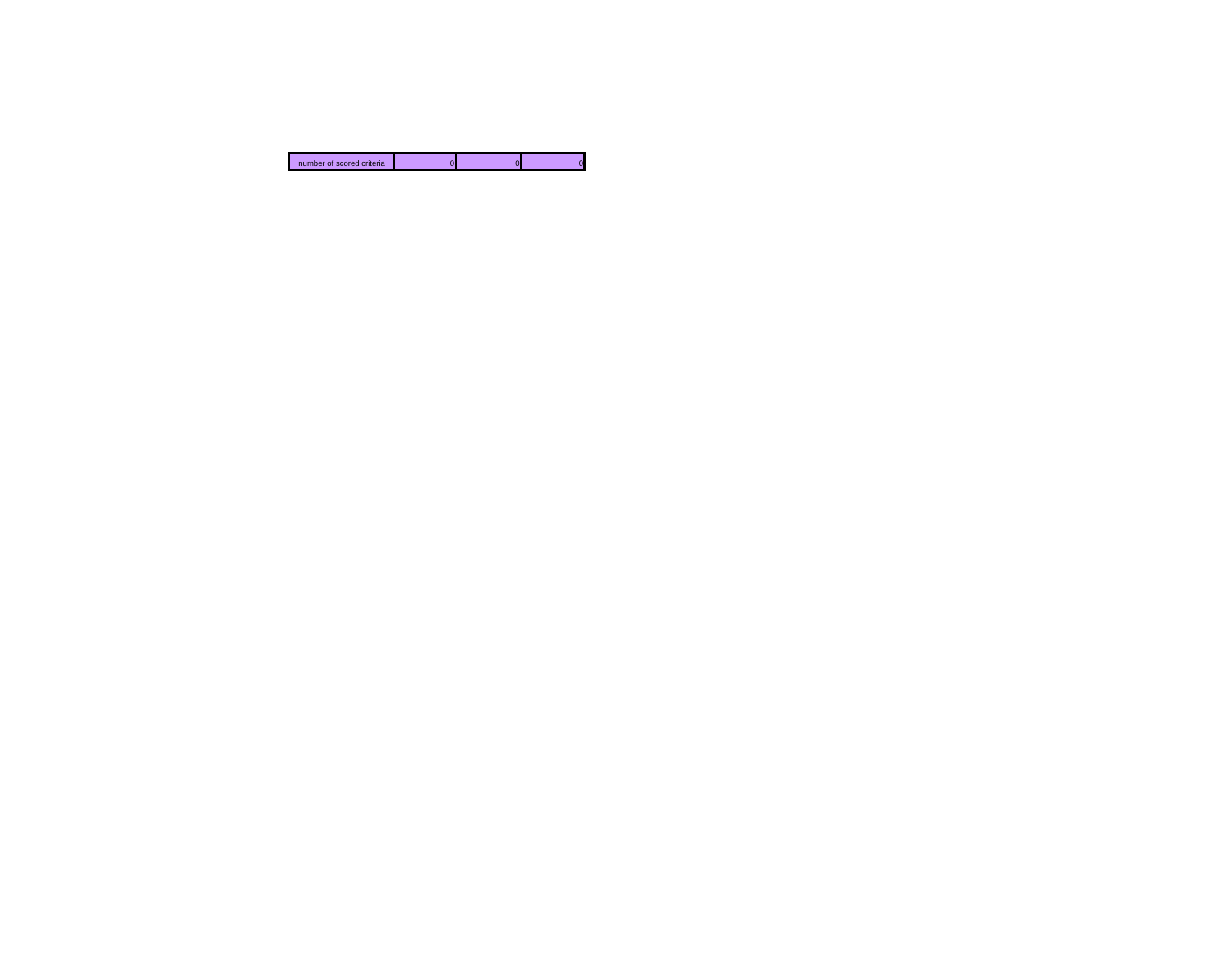| | | | |
|---|---|---|---|
| number of scored criteria | 0 | 0 | 0 |